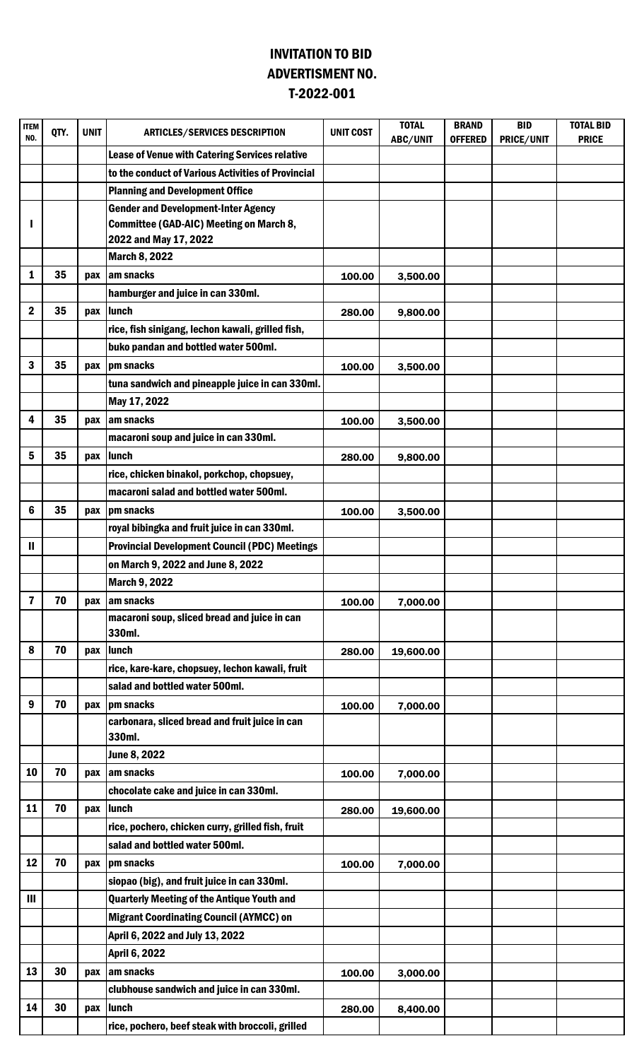# INVITATION TO BID
## ADVERTISMENT NO.
## T-2022-001

| ITEM NO. | QTY. | UNIT | ARTICLES/SERVICES DESCRIPTION | UNIT COST | TOTAL ABC/UNIT | BRAND OFFERED | BID PRICE/UNIT | TOTAL BID PRICE |
|---|---|---|---|---|---|---|---|---|
| | | | Lease of Venue with Catering Services relative | | | | | |
| | | | to the conduct of Various Activities of Provincial | | | | | |
| | | | Planning and Development Office | | | | | |
| I | | | Gender and Development-Inter Agency Committee (GAD-AIC) Meeting on March 8, 2022 and May 17, 2022 | | | | | |
| | | | March 8, 2022 | | | | | |
| 1 | 35 | pax | am snacks | 100.00 | 3,500.00 | | | |
| | | | hamburger and juice in can 330ml. | | | | | |
| 2 | 35 | pax | lunch | 280.00 | 9,800.00 | | | |
| | | | rice, fish sinigang, lechon kawali, grilled fish, | | | | | |
| | | | buko pandan and bottled water 500ml. | | | | | |
| 3 | 35 | pax | pm snacks | 100.00 | 3,500.00 | | | |
| | | | tuna sandwich and pineapple juice in can 330ml. | | | | | |
| | | | May 17, 2022 | | | | | |
| 4 | 35 | pax | am snacks | 100.00 | 3,500.00 | | | |
| | | | macaroni soup and juice in can 330ml. | | | | | |
| 5 | 35 | pax | lunch | 280.00 | 9,800.00 | | | |
| | | | rice, chicken binakol, porkchop, chopsuey, | | | | | |
| | | | macaroni salad and bottled water 500ml. | | | | | |
| 6 | 35 | pax | pm snacks | 100.00 | 3,500.00 | | | |
| | | | royal bibingka and fruit juice in can 330ml. | | | | | |
| II | | | Provincial Development Council (PDC) Meetings | | | | | |
| | | | on March 9, 2022 and June 8, 2022 | | | | | |
| | | | March 9, 2022 | | | | | |
| 7 | 70 | pax | am snacks | 100.00 | 7,000.00 | | | |
| | | | macaroni soup, sliced bread and juice in can 330ml. | | | | | |
| 8 | 70 | pax | lunch | 280.00 | 19,600.00 | | | |
| | | | rice, kare-kare, chopsuey, lechon kawali, fruit | | | | | |
| | | | salad and bottled water 500ml. | | | | | |
| 9 | 70 | pax | pm snacks | 100.00 | 7,000.00 | | | |
| | | | carbonara, sliced bread and fruit juice in can 330ml. | | | | | |
| | | | June 8, 2022 | | | | | |
| 10 | 70 | pax | am snacks | 100.00 | 7,000.00 | | | |
| | | | chocolate cake and juice in can 330ml. | | | | | |
| 11 | 70 | pax | lunch | 280.00 | 19,600.00 | | | |
| | | | rice, pochero, chicken curry, grilled fish, fruit | | | | | |
| | | | salad and bottled water 500ml. | | | | | |
| 12 | 70 | pax | pm snacks | 100.00 | 7,000.00 | | | |
| | | | siopao (big), and fruit juice in can 330ml. | | | | | |
| III | | | Quarterly Meeting of the Antique Youth and | | | | | |
| | | | Migrant Coordinating Council (AYMCC) on | | | | | |
| | | | April 6, 2022 and July 13, 2022 | | | | | |
| | | | April 6, 2022 | | | | | |
| 13 | 30 | pax | am snacks | 100.00 | 3,000.00 | | | |
| | | | clubhouse sandwich and juice in can 330ml. | | | | | |
| 14 | 30 | pax | lunch | 280.00 | 8,400.00 | | | |
| | | | rice, pochero, beef steak with broccoli, grilled | | | | | |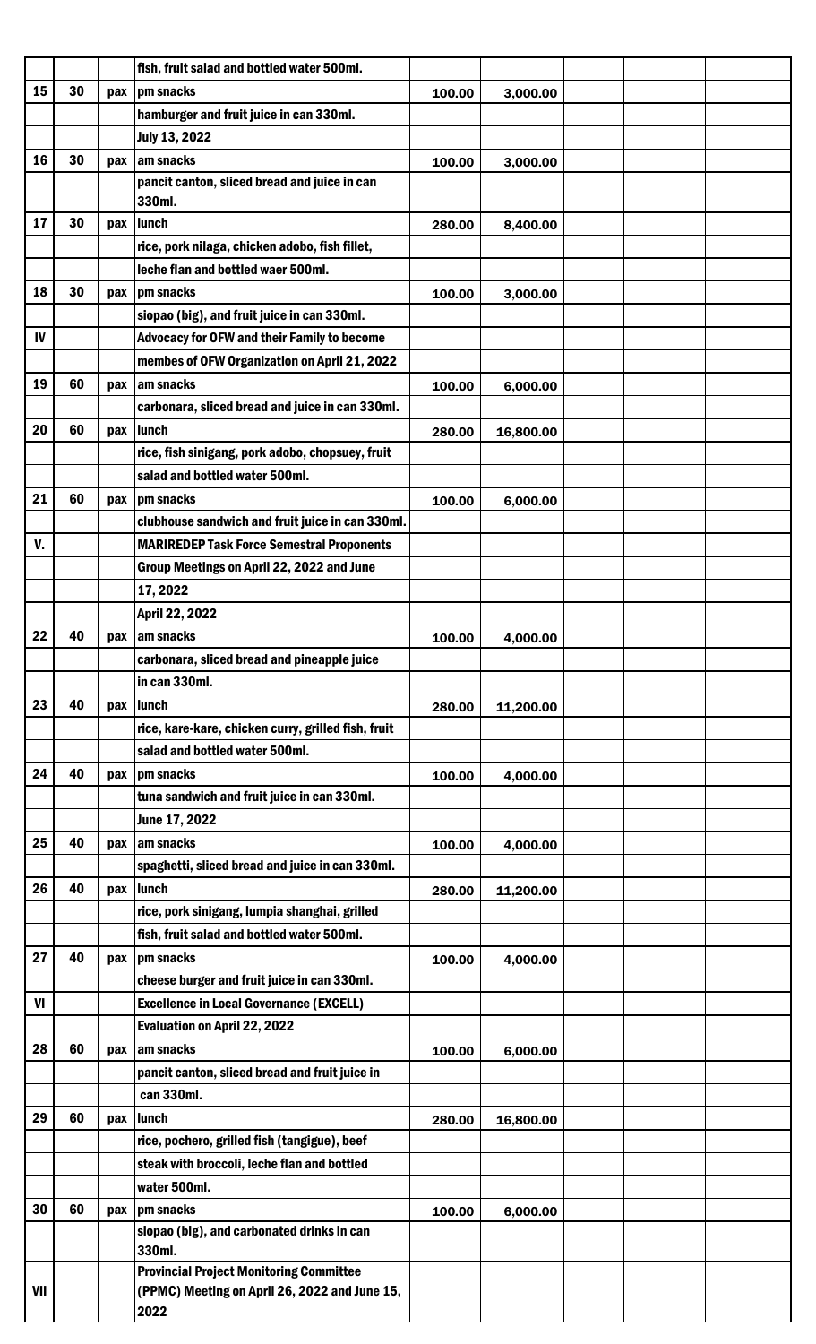| | | | | | | | |
|---|---|---|---|---|---|---|---|---|
| | | | fish, fruit salad and bottled water 500ml. | | | | | |
| 15 | 30 | pax | pm snacks | 100.00 | 3,000.00 | | | |
| | | | hamburger and fruit juice in can 330ml. | | | | | |
| | | | July 13, 2022 | | | | | |
| 16 | 30 | pax | am snacks | 100.00 | 3,000.00 | | | |
| | | | pancit canton, sliced bread and juice in can 330ml. | | | | | |
| 17 | 30 | pax | lunch | 280.00 | 8,400.00 | | | |
| | | | rice, pork nilaga, chicken adobo, fish fillet, | | | | | |
| | | | leche flan and bottled waer 500ml. | | | | | |
| 18 | 30 | pax | pm snacks | 100.00 | 3,000.00 | | | |
| | | | siopao (big), and fruit juice in can 330ml. | | | | | |
| IV | | | Advocacy for OFW and their Family to become | | | | | |
| | | | membes of OFW Organization on April 21, 2022 | | | | | |
| 19 | 60 | pax | am snacks | 100.00 | 6,000.00 | | | |
| | | | carbonara, sliced bread and juice in can 330ml. | | | | | |
| 20 | 60 | pax | lunch | 280.00 | 16,800.00 | | | |
| | | | rice, fish sinigang, pork adobo, chopsuey, fruit | | | | | |
| | | | salad and bottled water 500ml. | | | | | |
| 21 | 60 | pax | pm snacks | 100.00 | 6,000.00 | | | |
| | | | clubhouse sandwich and fruit juice in can 330ml. | | | | | |
| V. | | | MARIREDEP Task Force Semestral Proponents | | | | | |
| | | | Group Meetings on April 22, 2022 and June | | | | | |
| | | | 17, 2022 | | | | | |
| | | | April 22, 2022 | | | | | |
| 22 | 40 | pax | am snacks | 100.00 | 4,000.00 | | | |
| | | | carbonara, sliced bread and pineapple juice | | | | | |
| | | | in can 330ml. | | | | | |
| 23 | 40 | pax | lunch | 280.00 | 11,200.00 | | | |
| | | | rice, kare-kare, chicken curry, grilled fish, fruit | | | | | |
| | | | salad and bottled water 500ml. | | | | | |
| 24 | 40 | pax | pm snacks | 100.00 | 4,000.00 | | | |
| | | | tuna sandwich and fruit juice in can 330ml. | | | | | |
| | | | June 17, 2022 | | | | | |
| 25 | 40 | pax | am snacks | 100.00 | 4,000.00 | | | |
| | | | spaghetti, sliced bread and juice in can 330ml. | | | | | |
| 26 | 40 | pax | lunch | 280.00 | 11,200.00 | | | |
| | | | rice, pork sinigang, lumpia shanghai, grilled | | | | | |
| | | | fish, fruit salad and bottled water 500ml. | | | | | |
| 27 | 40 | pax | pm snacks | 100.00 | 4,000.00 | | | |
| | | | cheese burger and fruit juice in can 330ml. | | | | | |
| VI | | | Excellence in Local Governance (EXCELL) | | | | | |
| | | | Evaluation on April 22, 2022 | | | | | |
| 28 | 60 | pax | am snacks | 100.00 | 6,000.00 | | | |
| | | | pancit canton, sliced bread and fruit juice in | | | | | |
| | | | can 330ml. | | | | | |
| 29 | 60 | pax | lunch | 280.00 | 16,800.00 | | | |
| | | | rice, pochero, grilled fish (tangigue), beef | | | | | |
| | | | steak with broccoli, leche flan and bottled | | | | | |
| | | | water 500ml. | | | | | |
| 30 | 60 | pax | pm snacks | 100.00 | 6,000.00 | | | |
| | | | siopao (big), and carbonated drinks in can 330ml. | | | | | |
| VII | | | Provincial Project Monitoring Committee (PPMC) Meeting on April 26, 2022 and June 15, 2022 | | | | | |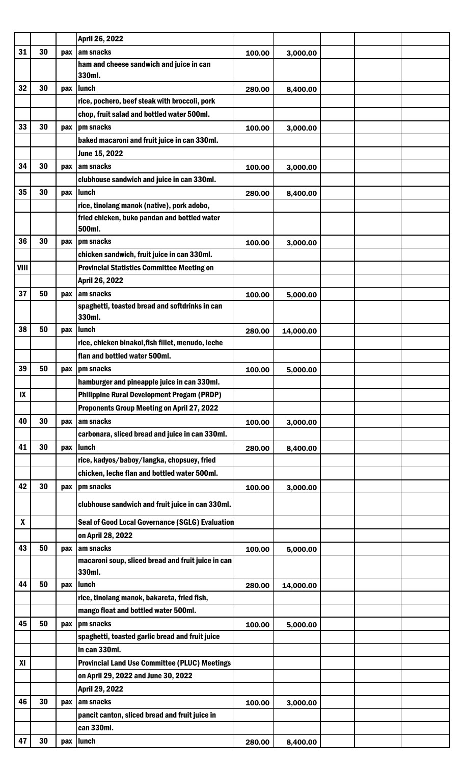| | | | April 26, 2022 | | | | | |
|---|---|---|---|---|---|---|---|---|
| 31 | 30 | pax | am snacks | 100.00 | 3,000.00 | | | |
| | | | ham and cheese sandwich and juice in can 330ml. | | | | | |
| 32 | 30 | pax | lunch | 280.00 | 8,400.00 | | | |
| | | | rice, pochero, beef steak with broccoli, pork | | | | | |
| | | | chop, fruit salad and bottled water 500ml. | | | | | |
| 33 | 30 | pax | pm snacks | 100.00 | 3,000.00 | | | |
| | | | baked macaroni and fruit juice in can 330ml. | | | | | |
| | | | June 15, 2022 | | | | | |
| 34 | 30 | pax | am snacks | 100.00 | 3,000.00 | | | |
| | | | clubhouse sandwich and juice in can 330ml. | | | | | |
| 35 | 30 | pax | lunch | 280.00 | 8,400.00 | | | |
| | | | rice, tinolang manok (native), pork adobo, | | | | | |
| | | | fried chicken, buko pandan and bottled water 500ml. | | | | | |
| 36 | 30 | pax | pm snacks | 100.00 | 3,000.00 | | | |
| | | | chicken sandwich, fruit juice in can 330ml. | | | | | |
| VIII | | | Provincial Statistics Committee Meeting on | | | | | |
| | | | April 26, 2022 | | | | | |
| 37 | 50 | pax | am snacks | 100.00 | 5,000.00 | | | |
| | | | spaghetti, toasted bread and softdrinks in can 330ml. | | | | | |
| 38 | 50 | pax | lunch | 280.00 | 14,000.00 | | | |
| | | | rice, chicken binakol,fish fillet, menudo, leche | | | | | |
| | | | flan and bottled water 500ml. | | | | | |
| 39 | 50 | pax | pm snacks | 100.00 | 5,000.00 | | | |
| | | | hamburger and pineapple juice in can 330ml. | | | | | |
| IX | | | Philippine Rural Development Progam (PRDP) | | | | | |
| | | | Proponents Group Meeting on April 27, 2022 | | | | | |
| 40 | 30 | pax | am snacks | 100.00 | 3,000.00 | | | |
| | | | carbonara, sliced bread and juice in can 330ml. | | | | | |
| 41 | 30 | pax | lunch | 280.00 | 8,400.00 | | | |
| | | | rice, kadyos/baboy/langka, chopsuey, fried | | | | | |
| | | | chicken, leche flan and bottled water 500ml. | | | | | |
| 42 | 30 | pax | pm snacks | 100.00 | 3,000.00 | | | |
| | | | clubhouse sandwich and fruit juice in can 330ml. | | | | | |
| X | | | Seal of Good Local Governance (SGLG) Evaluation | | | | | |
| | | | on April 28, 2022 | | | | | |
| 43 | 50 | pax | am snacks | 100.00 | 5,000.00 | | | |
| | | | macaroni soup, sliced bread and fruit juice in can 330ml. | | | | | |
| 44 | 50 | pax | lunch | 280.00 | 14,000.00 | | | |
| | | | rice, tinolang manok, bakareta, fried fish, | | | | | |
| | | | mango float and bottled water 500ml. | | | | | |
| 45 | 50 | pax | pm snacks | 100.00 | 5,000.00 | | | |
| | | | spaghetti, toasted garlic bread and fruit juice | | | | | |
| | | | in can 330ml. | | | | | |
| XI | | | Provincial Land Use Committee (PLUC) Meetings | | | | | |
| | | | on April 29, 2022 and June 30, 2022 | | | | | |
| | | | April 29, 2022 | | | | | |
| 46 | 30 | pax | am snacks | 100.00 | 3,000.00 | | | |
| | | | pancit canton, sliced bread and fruit juice in | | | | | |
| | | | can 330ml. | | | | | |
| 47 | 30 | pax | lunch | 280.00 | 8,400.00 | | | |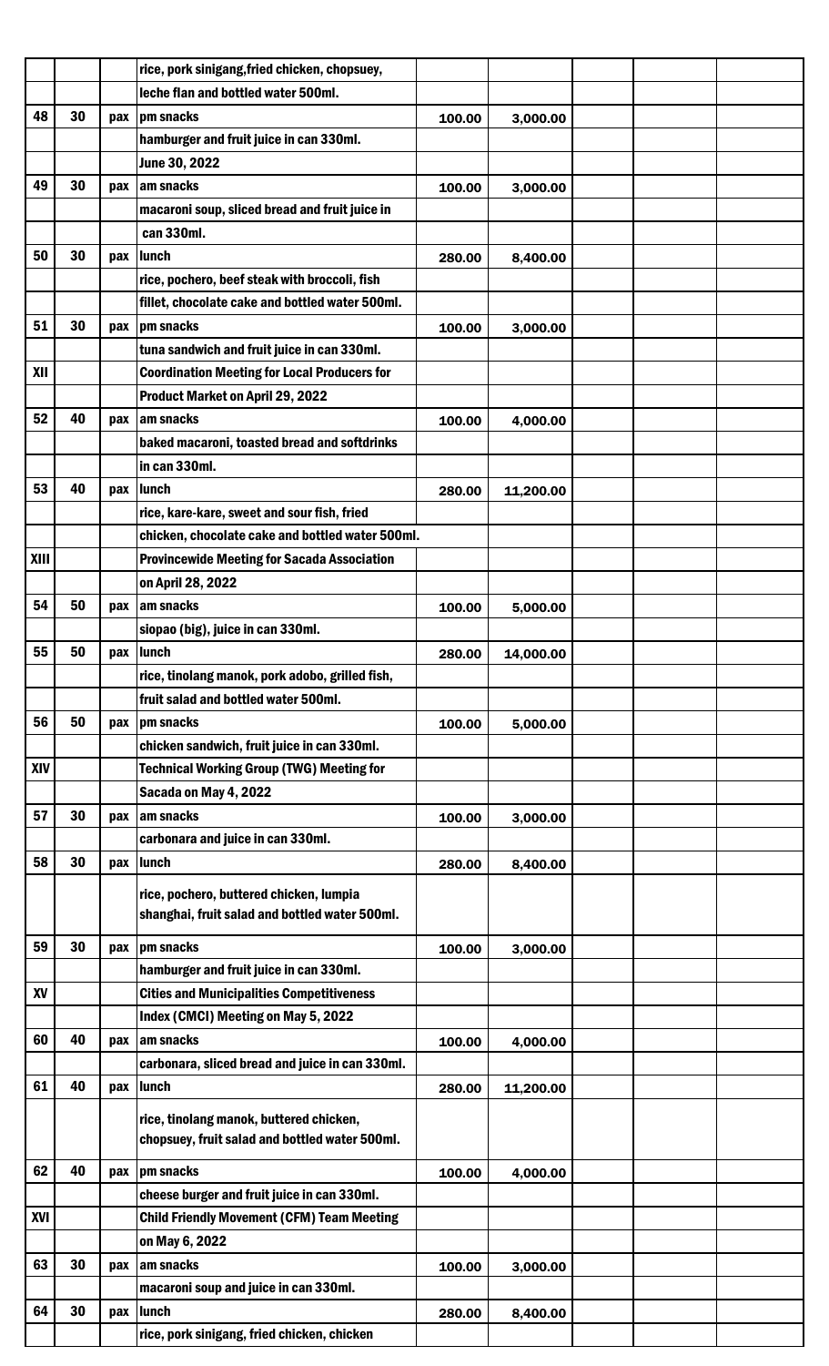| | | | | | | | |
|---|---|---|---|---|---|---|---|
| | | | rice, pork sinigang,fried chicken, chopsuey, | | | | |
| | | | leche flan and bottled water 500ml. | | | | |
| 48 | 30 | pax | pm snacks | 100.00 | 3,000.00 | | |
| | | | hamburger and fruit juice in can 330ml. | | | | |
| | | | June 30, 2022 | | | | |
| 49 | 30 | pax | am snacks | 100.00 | 3,000.00 | | |
| | | | macaroni soup, sliced bread and fruit juice in | | | | |
| | | | can 330ml. | | | | |
| 50 | 30 | pax | lunch | 280.00 | 8,400.00 | | |
| | | | rice, pochero, beef steak with broccoli, fish | | | | |
| | | | fillet, chocolate cake and bottled water 500ml. | | | | |
| 51 | 30 | pax | pm snacks | 100.00 | 3,000.00 | | |
| | | | tuna sandwich and fruit juice in can 330ml. | | | | |
| XII | | | Coordination Meeting for Local Producers for | | | | |
| | | | Product Market on April 29, 2022 | | | | |
| 52 | 40 | pax | am snacks | 100.00 | 4,000.00 | | |
| | | | baked macaroni, toasted bread and softdrinks | | | | |
| | | | in can 330ml. | | | | |
| 53 | 40 | pax | lunch | 280.00 | 11,200.00 | | |
| | | | rice, kare-kare, sweet and sour fish, fried | | | | |
| | | | chicken, chocolate cake and bottled water 500ml. | | | | |
| XIII | | | Provincewide Meeting for Sacada Association | | | | |
| | | | on April 28, 2022 | | | | |
| 54 | 50 | pax | am snacks | 100.00 | 5,000.00 | | |
| | | | siopao (big), juice in can 330ml. | | | | |
| 55 | 50 | pax | lunch | 280.00 | 14,000.00 | | |
| | | | rice, tinolang manok, pork adobo, grilled fish, | | | | |
| | | | fruit salad and bottled water 500ml. | | | | |
| 56 | 50 | pax | pm snacks | 100.00 | 5,000.00 | | |
| | | | chicken sandwich, fruit juice in can 330ml. | | | | |
| XIV | | | Technical Working Group (TWG) Meeting for | | | | |
| | | | Sacada on May 4, 2022 | | | | |
| 57 | 30 | pax | am snacks | 100.00 | 3,000.00 | | |
| | | | carbonara and juice in can 330ml. | | | | |
| 58 | 30 | pax | lunch | 280.00 | 8,400.00 | | |
| | | | rice, pochero, buttered chicken, lumpia shanghai, fruit salad and bottled water 500ml. | | | | |
| 59 | 30 | pax | pm snacks | 100.00 | 3,000.00 | | |
| | | | hamburger and fruit juice in can 330ml. | | | | |
| XV | | | Cities and Municipalities Competitiveness | | | | |
| | | | Index (CMCI) Meeting on May 5, 2022 | | | | |
| 60 | 40 | pax | am snacks | 100.00 | 4,000.00 | | |
| | | | carbonara, sliced bread and juice in can 330ml. | | | | |
| 61 | 40 | pax | lunch | 280.00 | 11,200.00 | | |
| | | | rice, tinolang manok, buttered chicken, chopsuey, fruit salad and bottled water 500ml. | | | | |
| 62 | 40 | pax | pm snacks | 100.00 | 4,000.00 | | |
| | | | cheese burger and fruit juice in can 330ml. | | | | |
| XVI | | | Child Friendly Movement (CFM) Team Meeting | | | | |
| | | | on May 6, 2022 | | | | |
| 63 | 30 | pax | am snacks | 100.00 | 3,000.00 | | |
| | | | macaroni soup and juice in can 330ml. | | | | |
| 64 | 30 | pax | lunch | 280.00 | 8,400.00 | | |
| | | | rice, pork sinigang, fried chicken, chicken | | | | |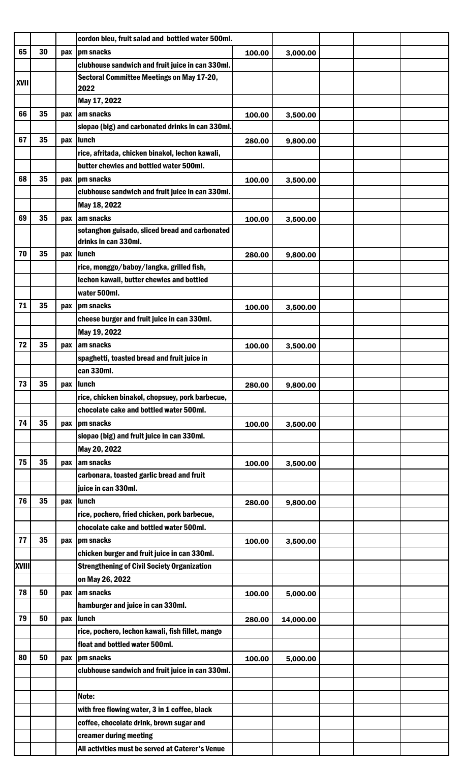| | | | | | | | |
|---|---|---|---|---|---|---|---|
| | | | cordon bleu, fruit salad and bottled water 500ml. | | | | |
| 65 | 30 | pax | pm snacks | 100.00 | 3,000.00 | | |
| | | | clubhouse sandwich and fruit juice in can 330ml. | | | | |
| XVII | | | Sectoral Committee Meetings on May 17-20, 2022 | | | | |
| | | | May 17, 2022 | | | | |
| 66 | 35 | pax | am snacks | 100.00 | 3,500.00 | | |
| | | | siopao (big) and carbonated drinks in can 330ml. | | | | |
| 67 | 35 | pax | lunch | 280.00 | 9,800.00 | | |
| | | | rice, afritada, chicken binakol, lechon kawali, | | | | |
| | | | butter chewies and bottled water 500ml. | | | | |
| 68 | 35 | pax | pm snacks | 100.00 | 3,500.00 | | |
| | | | clubhouse sandwich and fruit juice in can 330ml. | | | | |
| | | | May 18, 2022 | | | | |
| 69 | 35 | pax | am snacks | 100.00 | 3,500.00 | | |
| | | | sotanghon guisado, sliced bread and carbonated drinks in can 330ml. | | | | |
| 70 | 35 | pax | lunch | 280.00 | 9,800.00 | | |
| | | | rice, monggo/baboy/langka, grilled fish, | | | | |
| | | | lechon kawali, butter chewies and bottled | | | | |
| | | | water 500ml. | | | | |
| 71 | 35 | pax | pm snacks | 100.00 | 3,500.00 | | |
| | | | cheese burger and fruit juice in can 330ml. | | | | |
| | | | May 19, 2022 | | | | |
| 72 | 35 | pax | am snacks | 100.00 | 3,500.00 | | |
| | | | spaghetti, toasted bread and fruit juice in | | | | |
| | | | can 330ml. | | | | |
| 73 | 35 | pax | lunch | 280.00 | 9,800.00 | | |
| | | | rice, chicken binakol, chopsuey, pork barbecue, | | | | |
| | | | chocolate cake and bottled water 500ml. | | | | |
| 74 | 35 | pax | pm snacks | 100.00 | 3,500.00 | | |
| | | | siopao (big) and fruit juice in can 330ml. | | | | |
| | | | May 20, 2022 | | | | |
| 75 | 35 | pax | am snacks | 100.00 | 3,500.00 | | |
| | | | carbonara, toasted garlic bread and fruit | | | | |
| | | | juice in can 330ml. | | | | |
| 76 | 35 | pax | lunch | 280.00 | 9,800.00 | | |
| | | | rice, pochero, fried chicken, pork barbecue, | | | | |
| | | | chocolate cake and bottled water 500ml. | | | | |
| 77 | 35 | pax | pm snacks | 100.00 | 3,500.00 | | |
| | | | chicken burger and fruit juice in can 330ml. | | | | |
| XVIII | | | Strengthening of Civil Society Organization | | | | |
| | | | on May 26, 2022 | | | | |
| 78 | 50 | pax | am snacks | 100.00 | 5,000.00 | | |
| | | | hamburger and juice in can 330ml. | | | | |
| 79 | 50 | pax | lunch | 280.00 | 14,000.00 | | |
| | | | rice, pochero, lechon kawali, fish fillet, mango | | | | |
| | | | float and bottled water 500ml. | | | | |
| 80 | 50 | pax | pm snacks | 100.00 | 5,000.00 | | |
| | | | clubhouse sandwich and fruit juice in can 330ml. | | | | |
| | | | | | | | |
| | | | Note: | | | | |
| | | | with free flowing water, 3 in 1 coffee, black | | | | |
| | | | coffee, chocolate drink, brown sugar and | | | | |
| | | | creamer during meeting | | | | |
| | | | All activities must be served at Caterer's Venue | | | | |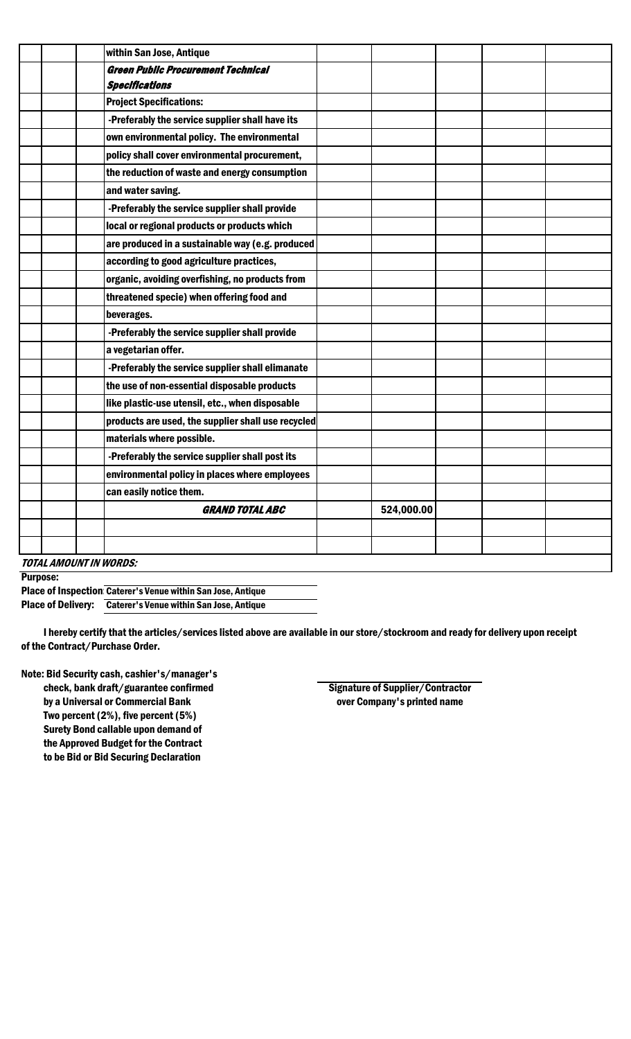| | | | | | | | |
|---|---|---|---|---|---|---|---|
| | | | within San Jose, Antique | | | | | |
| | | | ***Green Public Procurement Technical Specifications*** | | | | | |
| | | | **Project Specifications:** | | | | | |
| | | | -Preferably the service supplier shall have its | | | | | |
| | | | own environmental policy. The environmental | | | | | |
| | | | policy shall cover environmental procurement, | | | | | |
| | | | the reduction of waste and energy consumption | | | | | |
| | | | and water saving. | | | | | |
| | | | -Preferably the service supplier shall provide | | | | | |
| | | | local or regional products or products which | | | | | |
| | | | are produced in a sustainable way (e.g. produced | | | | | |
| | | | according to good agriculture practices, | | | | | |
| | | | organic, avoiding overfishing, no products from | | | | | |
| | | | threatened specie) when offering food and | | | | | |
| | | | beverages. | | | | | |
| | | | -Preferably the service supplier shall provide | | | | | |
| | | | a vegetarian offer. | | | | | |
| | | | -Preferably the service supplier shall elimanate | | | | | |
| | | | the use of non-essential disposable products | | | | | |
| | | | like plastic-use utensil, etc., when disposable | | | | | |
| | | | products are used, the supplier shall use recycled | | | | | |
| | | | materials where possible. | | | | | |
| | | | -Preferably the service supplier shall post its | | | | | |
| | | | environmental policy in places where employees | | | | | |
| | | | can easily notice them. | | | | | |
| | | | ***GRAND TOTAL ABC*** | | 524,000.00 | | | |
| | | | | | | | | |
| | | | | | | | | |

***TOTAL AMOUNT IN WORDS:***

**Purpose:**

**Place of Inspection:** Caterer's Venue within San Jose, Antique

**Place of Delivery:** Caterer's Venue within San Jose, Antique

I hereby certify that the articles/services listed above are available in our store/stockroom and ready for delivery upon receipt of the Contract/Purchase Order.

Note: Bid Security cash, cashier's/manager's check, bank draft/guarantee confirmed by a Universal or Commercial Bank Two percent (2%), five percent (5%) Surety Bond callable upon demand of the Approved Budget for the Contract to be Bid or Bid Securing Declaration

Signature of Supplier/Contractor over Company's printed name